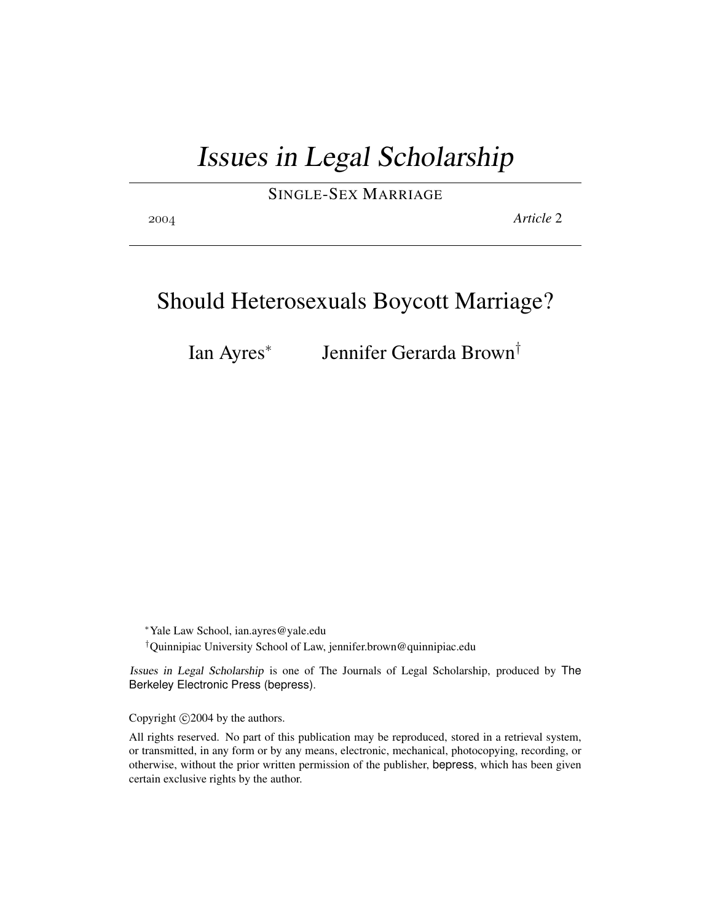# *Issues in Legal Scholarship*

SINGLE-SEX MARRIAGE

2004 *Article* 2

## Should Heterosexuals Boycott Marriage?

Ian Ayres[*] Jennifer Gerarda Brown[†]

[*]Yale Law School, ian.ayres@yale.edu

[†]Quinnipiac University School of Law, jennifer.brown@quinnipiac.edu

*Issues in Legal Scholarship* is one of The Journals of Legal Scholarship, produced by The Berkeley Electronic Press (bepress).

Copyright ©2004 by the authors.

All rights reserved. No part of this publication may be reproduced, stored in a retrieval system, or transmitted, in any form or by any means, electronic, mechanical, photocopying, recording, or otherwise, without the prior written permission of the publisher, bepress, which has been given certain exclusive rights by the author.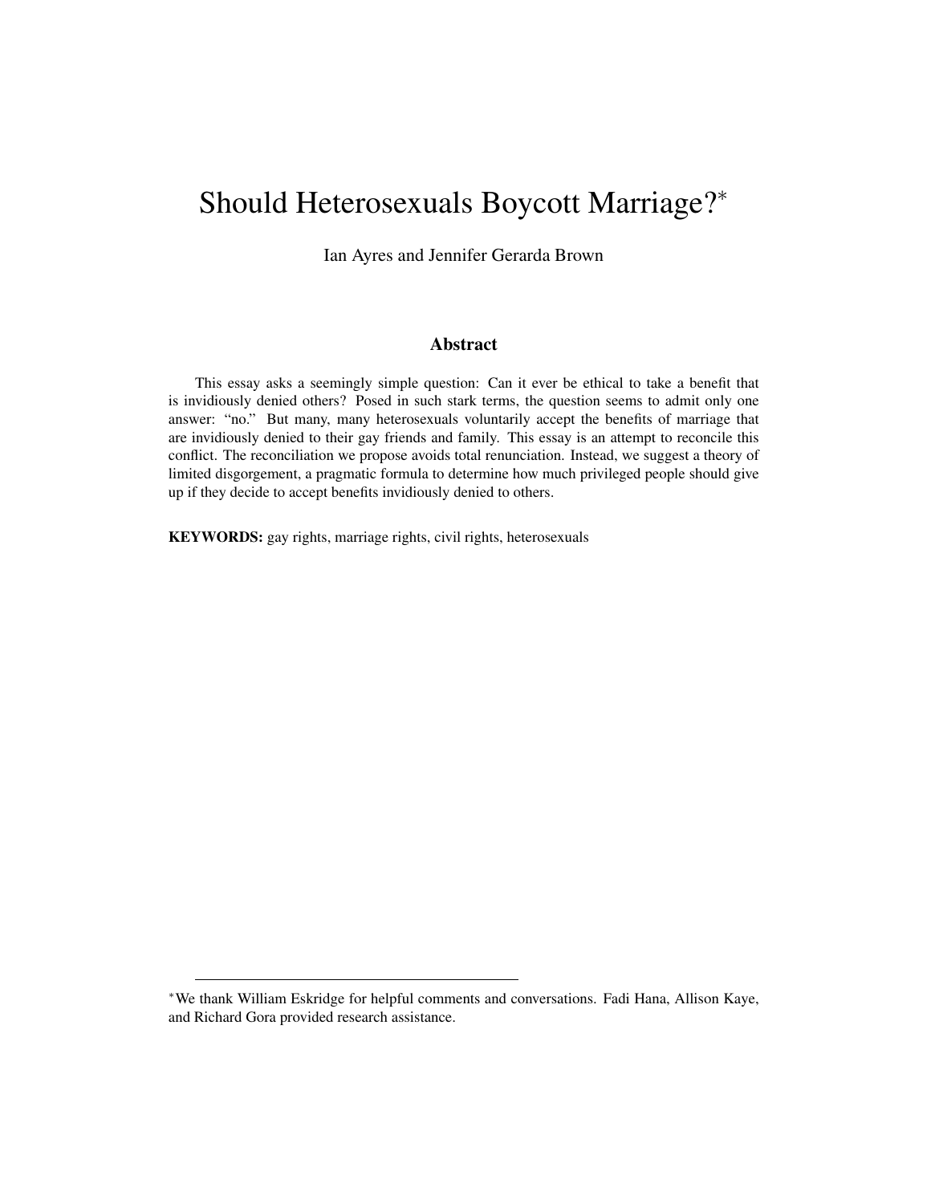# Should Heterosexuals Boycott Marriage?[*]

Ian Ayres and Jennifer Gerarda Brown

## Abstract

This essay asks a seemingly simple question: Can it ever be ethical to take a benefit that is invidiously denied others? Posed in such stark terms, the question seems to admit only one answer: "no." But many, many heterosexuals voluntarily accept the benefits of marriage that are invidiously denied to their gay friends and family. This essay is an attempt to reconcile this conflict. The reconciliation we propose avoids total renunciation. Instead, we suggest a theory of limited disgorgement, a pragmatic formula to determine how much privileged people should give up if they decide to accept benefits invidiously denied to others.

**KEYWORDS:** gay rights, marriage rights, civil rights, heterosexuals

[*]We thank William Eskridge for helpful comments and conversations. Fadi Hana, Allison Kaye, and Richard Gora provided research assistance.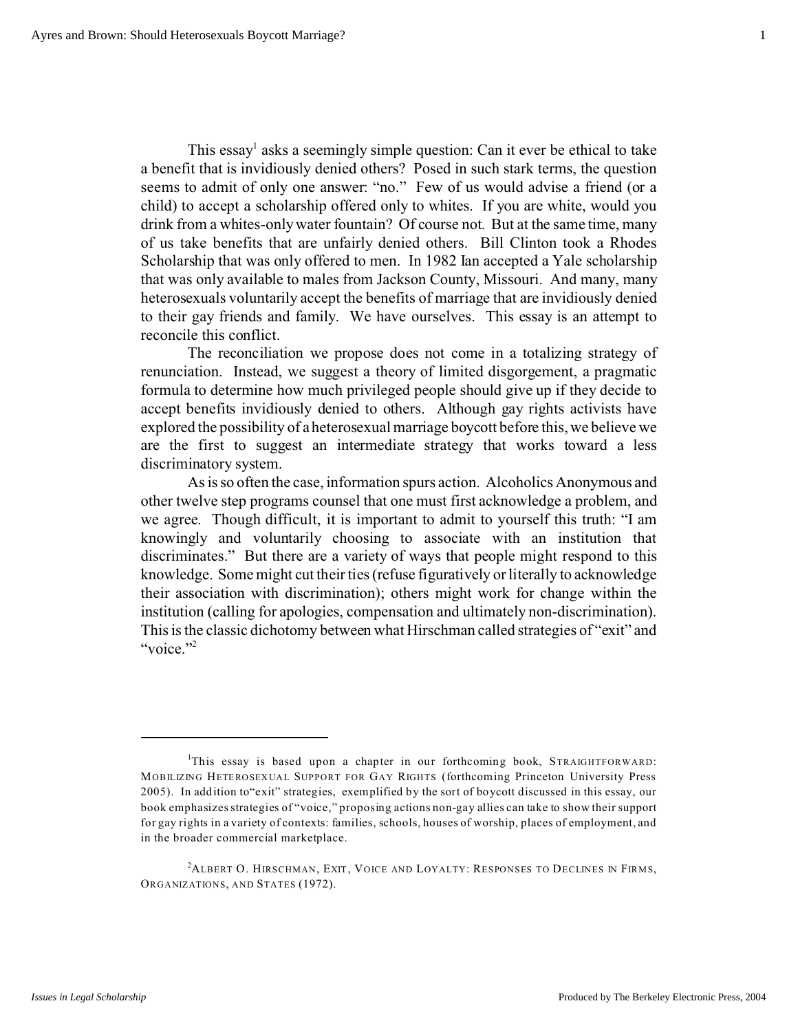This essay[1] asks a seemingly simple question: Can it ever be ethical to take a benefit that is invidiously denied others? Posed in such stark terms, the question seems to admit of only one answer: "no." Few of us would advise a friend (or a child) to accept a scholarship offered only to whites. If you are white, would you drink from a whites-only water fountain? Of course not. But at the same time, many of us take benefits that are unfairly denied others. Bill Clinton took a Rhodes Scholarship that was only offered to men. In 1982 Ian accepted a Yale scholarship that was only available to males from Jackson County, Missouri. And many, many heterosexuals voluntarily accept the benefits of marriage that are invidiously denied to their gay friends and family. We have ourselves. This essay is an attempt to reconcile this conflict.

The reconciliation we propose does not come in a totalizing strategy of renunciation. Instead, we suggest a theory of limited disgorgement, a pragmatic formula to determine how much privileged people should give up if they decide to accept benefits invidiously denied to others. Although gay rights activists have explored the possibility of a heterosexual marriage boycott before this, we believe we are the first to suggest an intermediate strategy that works toward a less discriminatory system.

As is so often the case, information spurs action. Alcoholics Anonymous and other twelve step programs counsel that one must first acknowledge a problem, and we agree. Though difficult, it is important to admit to yourself this truth: "I am knowingly and voluntarily choosing to associate with an institution that discriminates." But there are a variety of ways that people might respond to this knowledge. Some might cut their ties (refuse figuratively or literally to acknowledge their association with discrimination); others might work for change within the institution (calling for apologies, compensation and ultimately non-discrimination). This is the classic dichotomy between what Hirschman called strategies of "exit" and "voice."[2]

---

[1] This essay is based upon a chapter in our forthcoming book, STRAIGHTFORWARD: MOBILIZING HETEROSEXUAL SUPPORT FOR GAY RIGHTS (forthcoming Princeton University Press 2005). In addition to "exit" strategies, exemplified by the sort of boycott discussed in this essay, our book emphasizes strategies of "voice," proposing actions non-gay allies can take to show their support for gay rights in a variety of contexts: families, schools, houses of worship, places of employment, and in the broader commercial marketplace.

[2] ALBERT O. HIRSCHMAN, EXIT, VOICE AND LOYALTY: RESPONSES TO DECLINES IN FIRMS, ORGANIZATIONS, AND STATES (1972).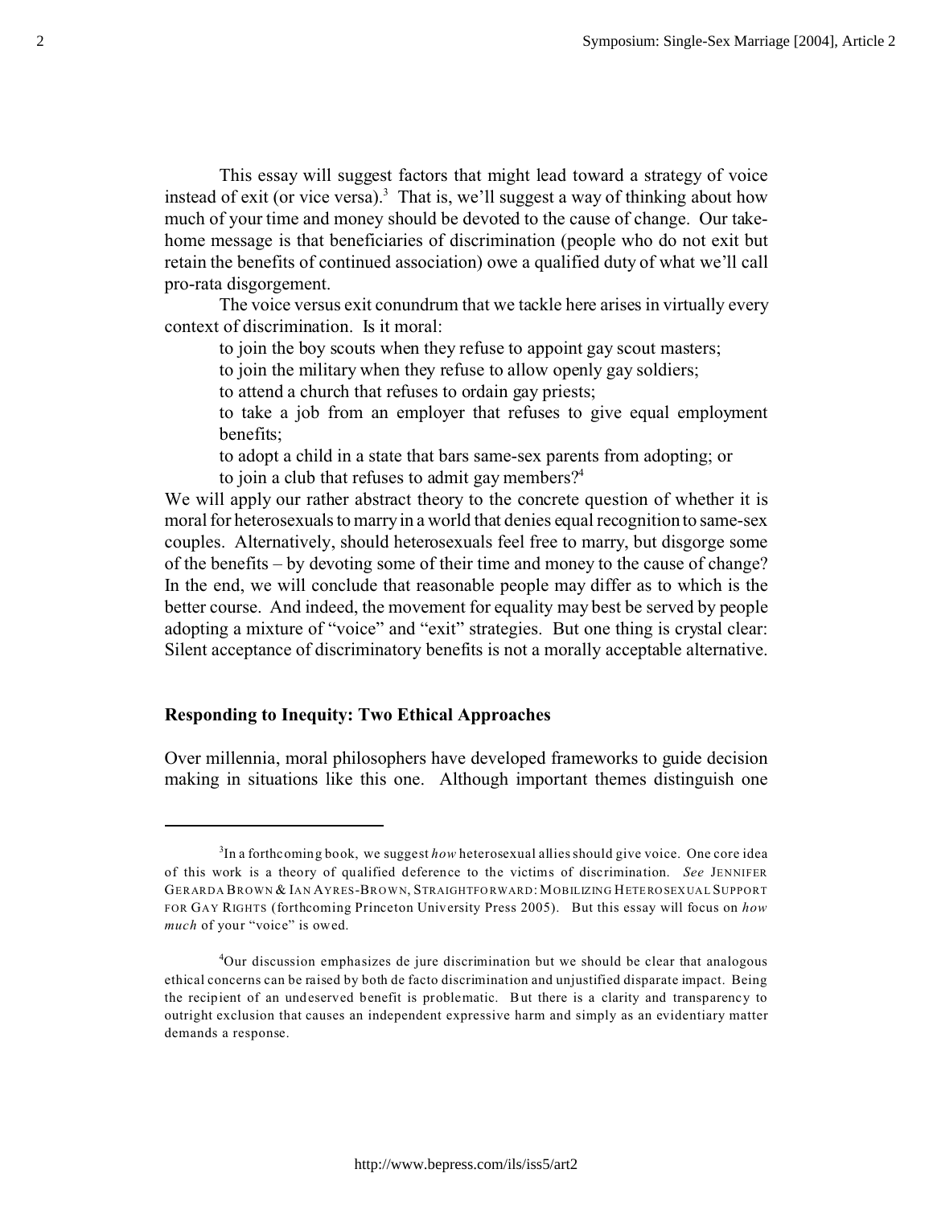This essay will suggest factors that might lead toward a strategy of voice instead of exit (or vice versa).[3] That is, we'll suggest a way of thinking about how much of your time and money should be devoted to the cause of change. Our take-home message is that beneficiaries of discrimination (people who do not exit but retain the benefits of continued association) owe a qualified duty of what we'll call pro-rata disgorgement.

The voice versus exit conundrum that we tackle here arises in virtually every context of discrimination. Is it moral:

> to join the boy scouts when they refuse to appoint gay scout masters;
> to join the military when they refuse to allow openly gay soldiers;
> to attend a church that refuses to ordain gay priests;
> to take a job from an employer that refuses to give equal employment benefits;
> to adopt a child in a state that bars same-sex parents from adopting; or
> to join a club that refuses to admit gay members?[4]

We will apply our rather abstract theory to the concrete question of whether it is moral for heterosexuals to marry in a world that denies equal recognition to same-sex couples. Alternatively, should heterosexuals feel free to marry, but disgorge some of the benefits – by devoting some of their time and money to the cause of change? In the end, we will conclude that reasonable people may differ as to which is the better course. And indeed, the movement for equality may best be served by people adopting a mixture of "voice" and "exit" strategies. But one thing is crystal clear: Silent acceptance of discriminatory benefits is not a morally acceptable alternative.

**Responding to Inequity: Two Ethical Approaches**

Over millennia, moral philosophers have developed frameworks to guide decision making in situations like this one. Although important themes distinguish one

---

[3] In a forthcoming book, we suggest *how* heterosexual allies should give voice. One core idea of this work is a theory of qualified deference to the victims of discrimination. *See* JENNIFER GERARDA BROWN & IAN AYRES-BROWN, STRAIGHTFORWARD: MOBILIZING HETEROSEXUAL SUPPORT FOR GAY RIGHTS (forthcoming Princeton University Press 2005). But this essay will focus on *how much* of your "voice" is owed.

[4] Our discussion emphasizes de jure discrimination but we should be clear that analogous ethical concerns can be raised by both de facto discrimination and unjustified disparate impact. Being the recipient of an undeserved benefit is problematic. But there is a clarity and transparency to outright exclusion that causes an independent expressive harm and simply as an evidentiary matter demands a response.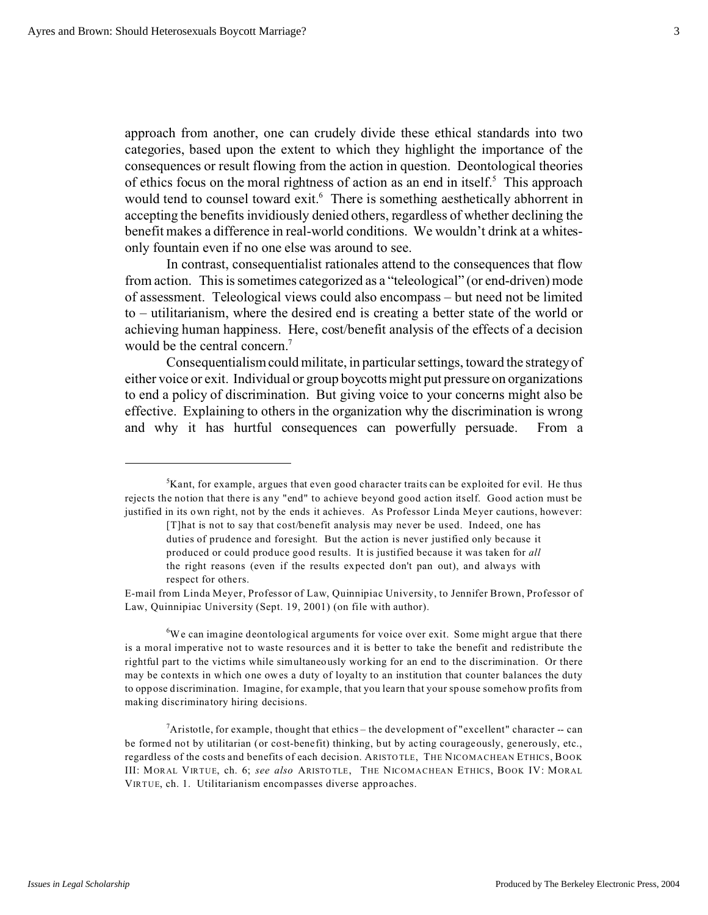approach from another, one can crudely divide these ethical standards into two categories, based upon the extent to which they highlight the importance of the consequences or result flowing from the action in question. Deontological theories of ethics focus on the moral rightness of action as an end in itself.[5] This approach would tend to counsel toward exit.[6] There is something aesthetically abhorrent in accepting the benefits invidiously denied others, regardless of whether declining the benefit makes a difference in real-world conditions. We wouldn't drink at a whites-only fountain even if no one else was around to see.

In contrast, consequentialist rationales attend to the consequences that flow from action. This is sometimes categorized as a "teleological" (or end-driven) mode of assessment. Teleological views could also encompass – but need not be limited to – utilitarianism, where the desired end is creating a better state of the world or achieving human happiness. Here, cost/benefit analysis of the effects of a decision would be the central concern.[7]

Consequentialism could militate, in particular settings, toward the strategy of either voice or exit. Individual or group boycotts might put pressure on organizations to end a policy of discrimination. But giving voice to your concerns might also be effective. Explaining to others in the organization why the discrimination is wrong and why it has hurtful consequences can powerfully persuade. From a

---

[5] Kant, for example, argues that even good character traits can be exploited for evil. He thus rejects the notion that there is any "end" to achieve beyond good action itself. Good action must be justified in its own right, not by the ends it achieves. As Professor Linda Meyer cautions, however:

> [T]hat is not to say that cost/benefit analysis may never be used. Indeed, one has duties of prudence and foresight. But the action is never justified only because it produced or could produce good results. It is justified because it was taken for *all* the right reasons (even if the results expected don't pan out), and always with respect for others.

E-mail from Linda Meyer, Professor of Law, Quinnipiac University, to Jennifer Brown, Professor of Law, Quinnipiac University (Sept. 19, 2001) (on file with author).

[6] We can imagine deontological arguments for voice over exit. Some might argue that there is a moral imperative not to waste resources and it is better to take the benefit and redistribute the rightful part to the victims while simultaneously working for an end to the discrimination. Or there may be contexts in which one owes a duty of loyalty to an institution that counter balances the duty to oppose discrimination. Imagine, for example, that you learn that your spouse somehow profits from making discriminatory hiring decisions.

[7] Aristotle, for example, thought that ethics – the development of "excellent" character -- can be formed not by utilitarian (or cost-benefit) thinking, but by acting courageously, generously, etc., regardless of the costs and benefits of each decision. ARISTOTLE, THE NICOMACHEAN ETHICS, BOOK III: MORAL VIRTUE, ch. 6; *see also* ARISTOTLE, THE NICOMACHEAN ETHICS, BOOK IV: MORAL VIRTUE, ch. 1. Utilitarianism encompasses diverse approaches.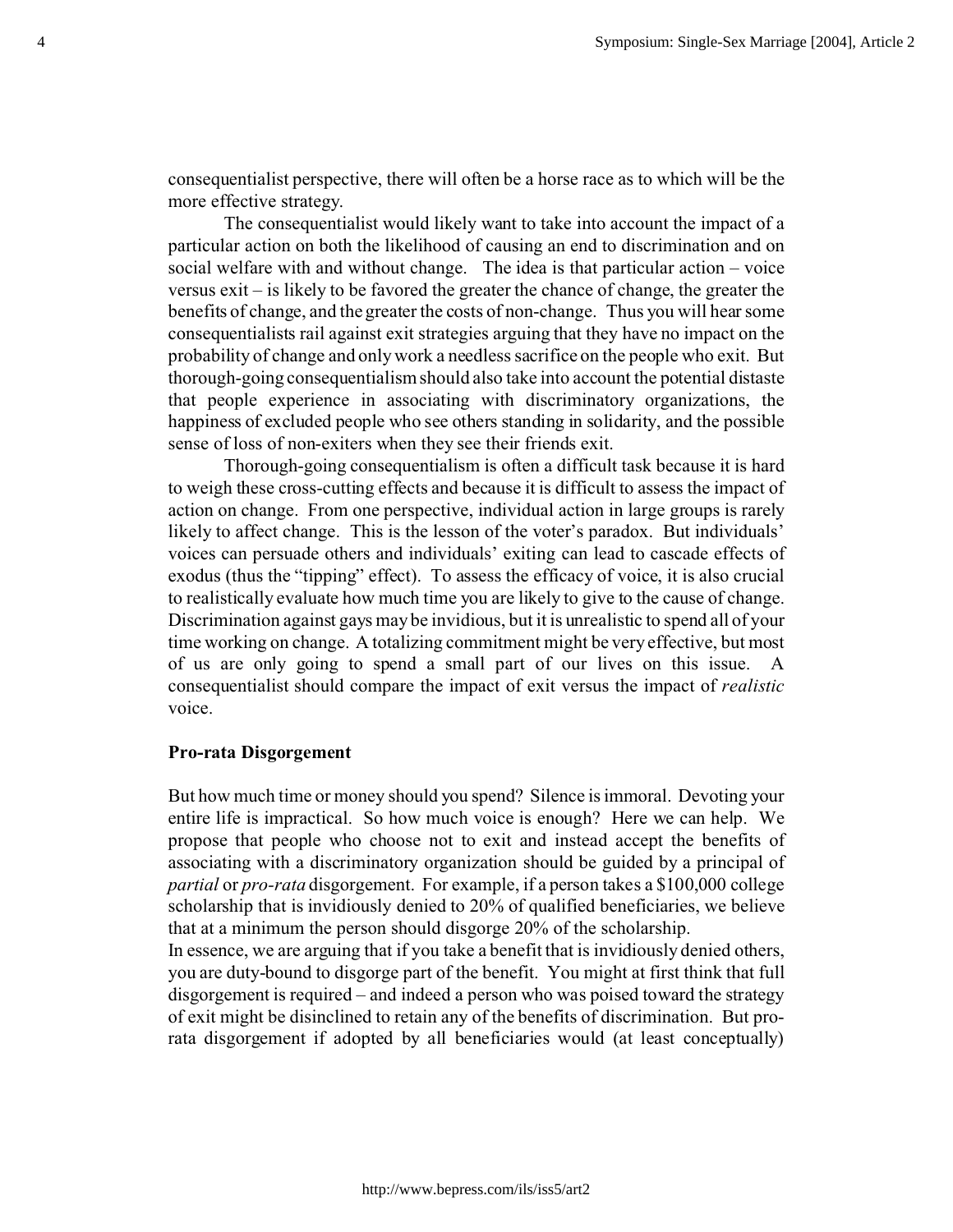consequentialist perspective, there will often be a horse race as to which will be the more effective strategy.

The consequentialist would likely want to take into account the impact of a particular action on both the likelihood of causing an end to discrimination and on social welfare with and without change. The idea is that particular action – voice versus exit – is likely to be favored the greater the chance of change, the greater the benefits of change, and the greater the costs of non-change. Thus you will hear some consequentialists rail against exit strategies arguing that they have no impact on the probability of change and only work a needless sacrifice on the people who exit. But thorough-going consequentialism should also take into account the potential distaste that people experience in associating with discriminatory organizations, the happiness of excluded people who see others standing in solidarity, and the possible sense of loss of non-exiters when they see their friends exit.

Thorough-going consequentialism is often a difficult task because it is hard to weigh these cross-cutting effects and because it is difficult to assess the impact of action on change. From one perspective, individual action in large groups is rarely likely to affect change. This is the lesson of the voter's paradox. But individuals' voices can persuade others and individuals' exiting can lead to cascade effects of exodus (thus the "tipping" effect). To assess the efficacy of voice, it is also crucial to realistically evaluate how much time you are likely to give to the cause of change. Discrimination against gays may be invidious, but it is unrealistic to spend all of your time working on change. A totalizing commitment might be very effective, but most of us are only going to spend a small part of our lives on this issue. A consequentialist should compare the impact of exit versus the impact of *realistic* voice.

**Pro-rata Disgorgement**

But how much time or money should you spend? Silence is immoral. Devoting your entire life is impractical. So how much voice is enough? Here we can help. We propose that people who choose not to exit and instead accept the benefits of associating with a discriminatory organization should be guided by a principal of *partial* or *pro-rata* disgorgement. For example, if a person takes a $100,000 college scholarship that is invidiously denied to 20% of qualified beneficiaries, we believe that at a minimum the person should disgorge 20% of the scholarship.

In essence, we are arguing that if you take a benefit that is invidiously denied others, you are duty-bound to disgorge part of the benefit. You might at first think that full disgorgement is required – and indeed a person who was poised toward the strategy of exit might be disinclined to retain any of the benefits of discrimination. But pro-rata disgorgement if adopted by all beneficiaries would (at least conceptually)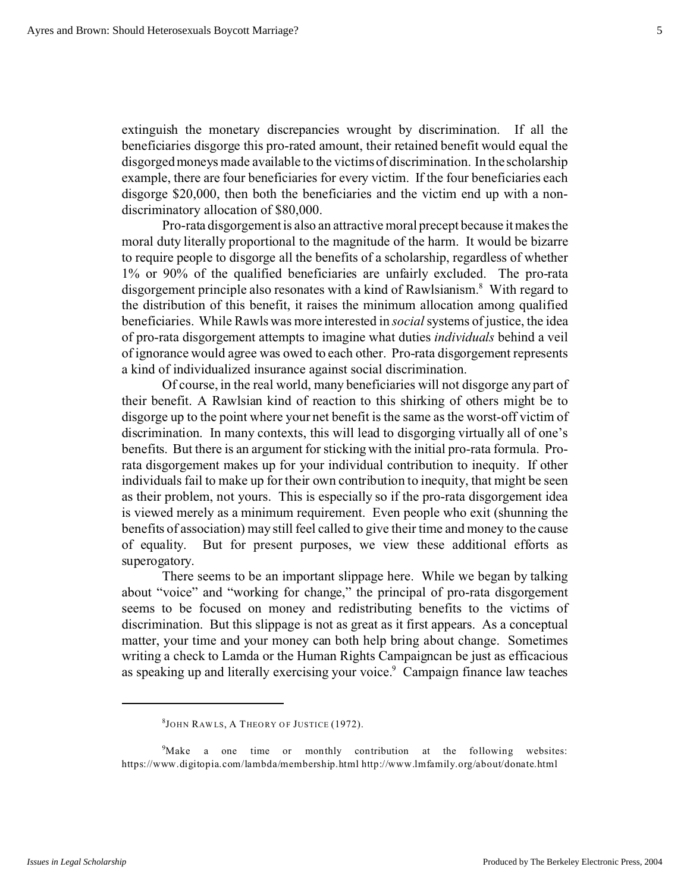extinguish the monetary discrepancies wrought by discrimination. If all the beneficiaries disgorge this pro-rated amount, their retained benefit would equal the disgorged moneys made available to the victims of discrimination. In the scholarship example, there are four beneficiaries for every victim. If the four beneficiaries each disgorge $20,000, then both the beneficiaries and the victim end up with a non-discriminatory allocation of $80,000.

Pro-rata disgorgement is also an attractive moral precept because it makes the moral duty literally proportional to the magnitude of the harm. It would be bizarre to require people to disgorge all the benefits of a scholarship, regardless of whether 1% or 90% of the qualified beneficiaries are unfairly excluded. The pro-rata disgorgement principle also resonates with a kind of Rawlsianism.[8] With regard to the distribution of this benefit, it raises the minimum allocation among qualified beneficiaries. While Rawls was more interested in *social* systems of justice, the idea of pro-rata disgorgement attempts to imagine what duties *individuals* behind a veil of ignorance would agree was owed to each other. Pro-rata disgorgement represents a kind of individualized insurance against social discrimination.

Of course, in the real world, many beneficiaries will not disgorge any part of their benefit. A Rawlsian kind of reaction to this shirking of others might be to disgorge up to the point where your net benefit is the same as the worst-off victim of discrimination. In many contexts, this will lead to disgorging virtually all of one's benefits. But there is an argument for sticking with the initial pro-rata formula. Pro-rata disgorgement makes up for your individual contribution to inequity. If other individuals fail to make up for their own contribution to inequity, that might be seen as their problem, not yours. This is especially so if the pro-rata disgorgement idea is viewed merely as a minimum requirement. Even people who exit (shunning the benefits of association) may still feel called to give their time and money to the cause of equality. But for present purposes, we view these additional efforts as superogatory.

There seems to be an important slippage here. While we began by talking about "voice" and "working for change," the principal of pro-rata disgorgement seems to be focused on money and redistributing benefits to the victims of discrimination. But this slippage is not as great as it first appears. As a conceptual matter, your time and your money can both help bring about change. Sometimes writing a check to Lamda or the Human Rights Campaigncan be just as efficacious as speaking up and literally exercising your voice.[9] Campaign finance law teaches

---

[8] JOHN RAWLS, A THEORY OF JUSTICE (1972).

[9] Make a one time or monthly contribution at the following websites: https://www.digitopia.com/lambda/membership.html http://www.lmfamily.org/about/donate.html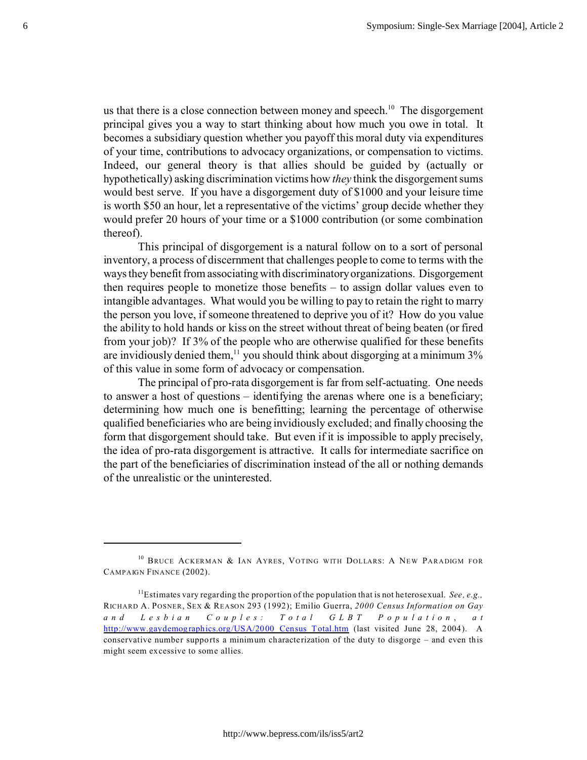us that there is a close connection between money and speech.[10] The disgorgement principal gives you a way to start thinking about how much you owe in total. It becomes a subsidiary question whether you payoff this moral duty via expenditures of your time, contributions to advocacy organizations, or compensation to victims. Indeed, our general theory is that allies should be guided by (actually or hypothetically) asking discrimination victims how *they* think the disgorgement sums would best serve. If you have a disgorgement duty of $1000 and your leisure time is worth $50 an hour, let a representative of the victims' group decide whether they would prefer 20 hours of your time or a $1000 contribution (or some combination thereof).

This principal of disgorgement is a natural follow on to a sort of personal inventory, a process of discernment that challenges people to come to terms with the ways they benefit from associating with discriminatory organizations. Disgorgement then requires people to monetize those benefits – to assign dollar values even to intangible advantages. What would you be willing to pay to retain the right to marry the person you love, if someone threatened to deprive you of it? How do you value the ability to hold hands or kiss on the street without threat of being beaten (or fired from your job)? If 3% of the people who are otherwise qualified for these benefits are invidiously denied them,[11] you should think about disgorging at a minimum 3% of this value in some form of advocacy or compensation.

The principal of pro-rata disgorgement is far from self-actuating. One needs to answer a host of questions – identifying the arenas where one is a beneficiary; determining how much one is benefitting; learning the percentage of otherwise qualified beneficiaries who are being invidiously excluded; and finally choosing the form that disgorgement should take. But even if it is impossible to apply precisely, the idea of pro-rata disgorgement is attractive. It calls for intermediate sacrifice on the part of the beneficiaries of discrimination instead of the all or nothing demands of the unrealistic or the uninterested.

---

[10] BRUCE ACKERMAN & IAN AYRES, VOTING WITH DOLLARS: A NEW PARADIGM FOR CAMPAIGN FINANCE (2002).

[11] Estimates vary regarding the proportion of the population that is not heterosexual. *See, e.g.,* RICHARD A. POSNER, SEX & REASON 293 (1992); Emilio Guerra, *2000 Census Information on Gay and Lesbian Couples: Total GLBT Population*, at http://www.gaydemographics.org/USA/2000_Census_Total.htm (last visited June 28, 2004). A conservative number supports a minimum characterization of the duty to disgorge – and even this might seem excessive to some allies.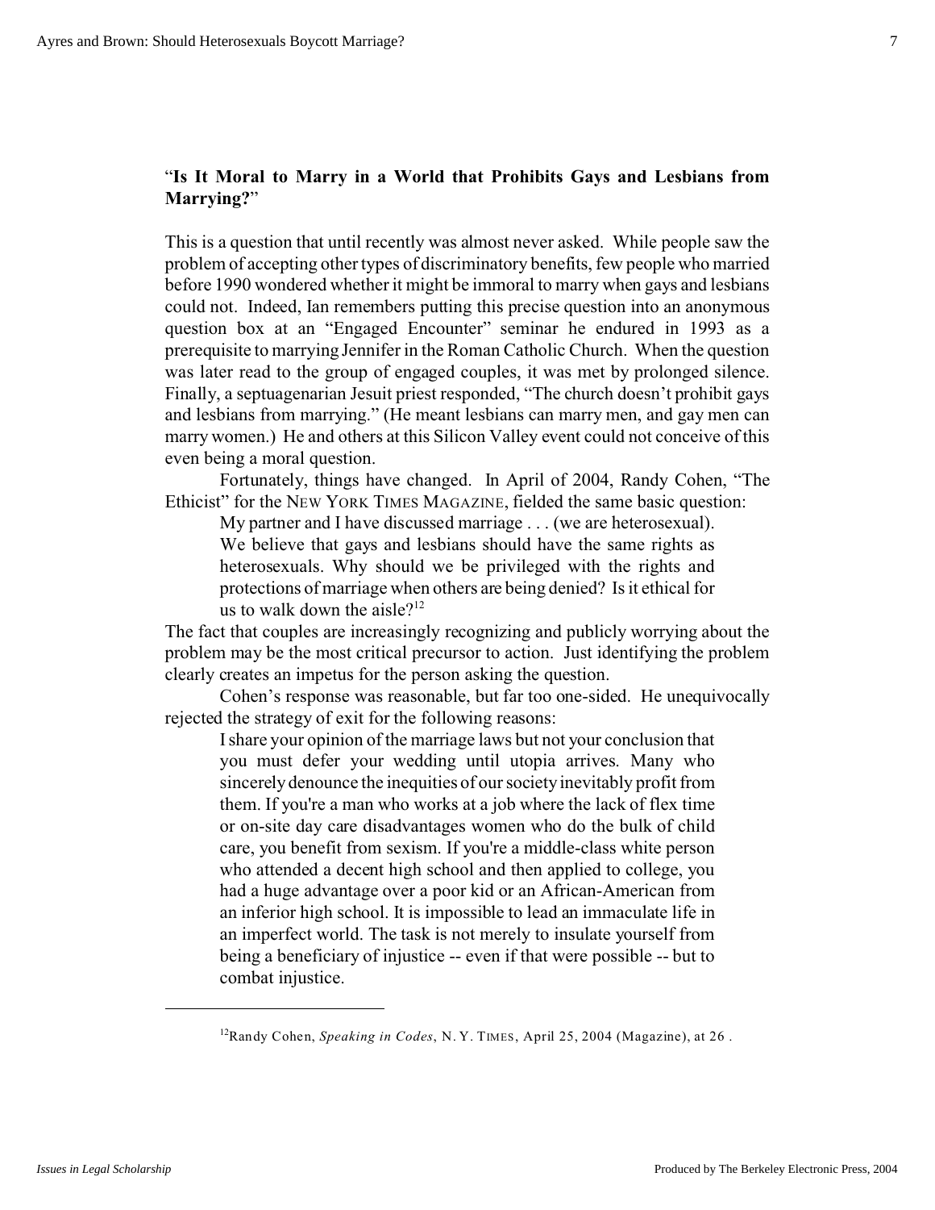### "**Is It Moral to Marry in a World that Prohibits Gays and Lesbians from Marrying?**"

This is a question that until recently was almost never asked. While people saw the problem of accepting other types of discriminatory benefits, few people who married before 1990 wondered whether it might be immoral to marry when gays and lesbians could not. Indeed, Ian remembers putting this precise question into an anonymous question box at an "Engaged Encounter" seminar he endured in 1993 as a prerequisite to marrying Jennifer in the Roman Catholic Church. When the question was later read to the group of engaged couples, it was met by prolonged silence. Finally, a septuagenarian Jesuit priest responded, "The church doesn't prohibit gays and lesbians from marrying." (He meant lesbians can marry men, and gay men can marry women.) He and others at this Silicon Valley event could not conceive of this even being a moral question.

Fortunately, things have changed. In April of 2004, Randy Cohen, "The Ethicist" for the NEW YORK TIMES MAGAZINE, fielded the same basic question:

> My partner and I have discussed marriage . . . (we are heterosexual). We believe that gays and lesbians should have the same rights as heterosexuals. Why should we be privileged with the rights and protections of marriage when others are being denied? Is it ethical for us to walk down the aisle?[12]

The fact that couples are increasingly recognizing and publicly worrying about the problem may be the most critical precursor to action. Just identifying the problem clearly creates an impetus for the person asking the question.

Cohen's response was reasonable, but far too one-sided. He unequivocally rejected the strategy of exit for the following reasons:

> I share your opinion of the marriage laws but not your conclusion that you must defer your wedding until utopia arrives. Many who sincerely denounce the inequities of our society inevitably profit from them. If you're a man who works at a job where the lack of flex time or on-site day care disadvantages women who do the bulk of child care, you benefit from sexism. If you're a middle-class white person who attended a decent high school and then applied to college, you had a huge advantage over a poor kid or an African-American from an inferior high school. It is impossible to lead an immaculate life in an imperfect world. The task is not merely to insulate yourself from being a beneficiary of injustice -- even if that were possible -- but to combat injustice.

---

[12] Randy Cohen, *Speaking in Codes*, N. Y. TIMES, April 25, 2004 (Magazine), at 26 .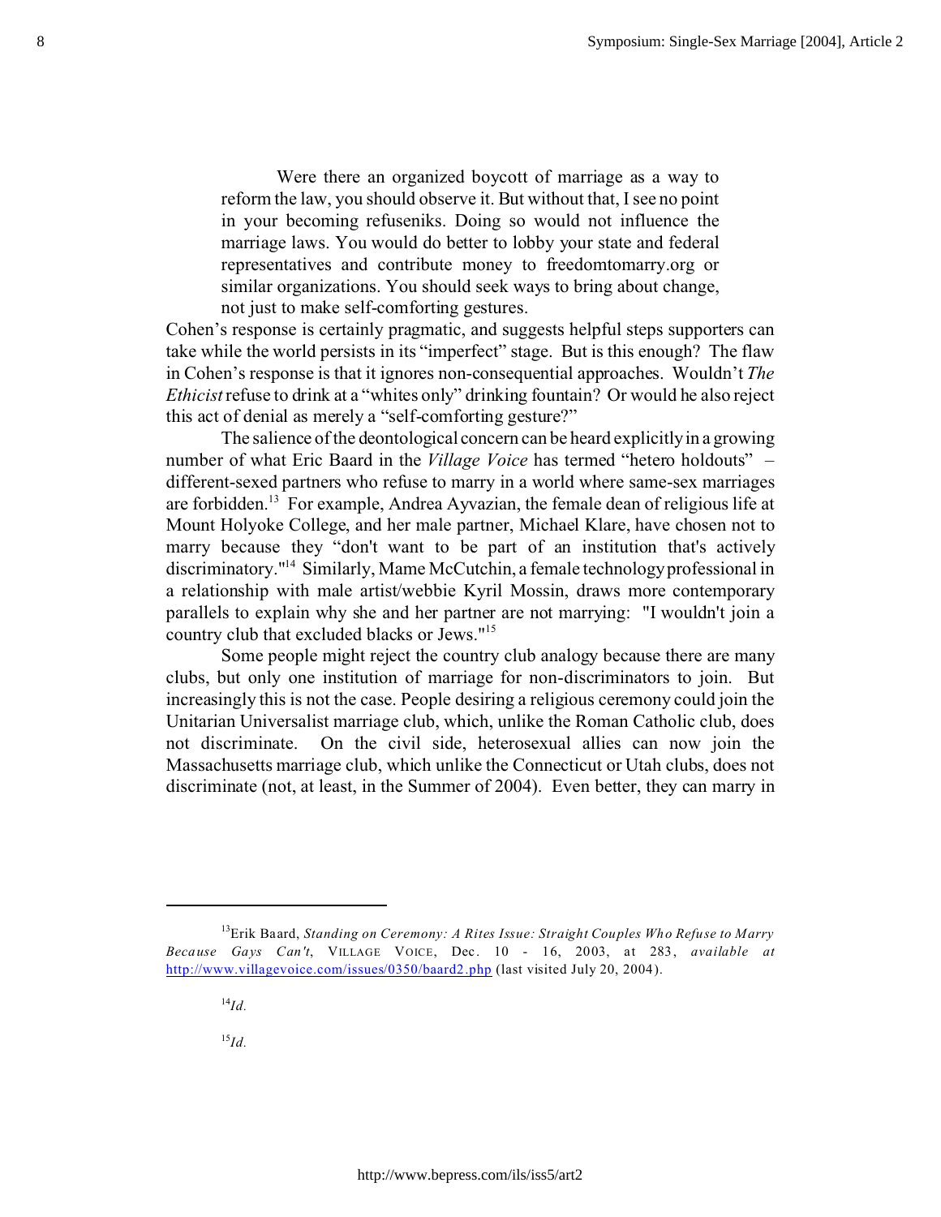> Were there an organized boycott of marriage as a way to reform the law, you should observe it. But without that, I see no point in your becoming refuseniks. Doing so would not influence the marriage laws. You would do better to lobby your state and federal representatives and contribute money to freedomtomarry.org or similar organizations. You should seek ways to bring about change, not just to make self-comforting gestures.

Cohen's response is certainly pragmatic, and suggests helpful steps supporters can take while the world persists in its "imperfect" stage. But is this enough? The flaw in Cohen's response is that it ignores non-consequential approaches. Wouldn't *The Ethicist* refuse to drink at a "whites only" drinking fountain? Or would he also reject this act of denial as merely a "self-comforting gesture?"

The salience of the deontological concern can be heard explicitly in a growing number of what Eric Baard in the *Village Voice* has termed "hetero holdouts" – different-sexed partners who refuse to marry in a world where same-sex marriages are forbidden.[13] For example, Andrea Ayvazian, the female dean of religious life at Mount Holyoke College, and her male partner, Michael Klare, have chosen not to marry because they "don't want to be part of an institution that's actively discriminatory."[14] Similarly, Mame McCutchin, a female technology professional in a relationship with male artist/webbie Kyril Mossin, draws more contemporary parallels to explain why she and her partner are not marrying: "I wouldn't join a country club that excluded blacks or Jews."[15]

Some people might reject the country club analogy because there are many clubs, but only one institution of marriage for non-discriminators to join. But increasingly this is not the case. People desiring a religious ceremony could join the Unitarian Universalist marriage club, which, unlike the Roman Catholic club, does not discriminate. On the civil side, heterosexual allies can now join the Massachusetts marriage club, which unlike the Connecticut or Utah clubs, does not discriminate (not, at least, in the Summer of 2004). Even better, they can marry in

---

[13] Erik Baard, *Standing on Ceremony: A Rites Issue: Straight Couples Who Refuse to Marry Because Gays Can't*, VILLAGE VOICE, Dec. 10 - 16, 2003, at 283, *available at* http://www.villagevoice.com/issues/0350/baard2.php (last visited July 20, 2004).

[14] *Id.*

[15] *Id.*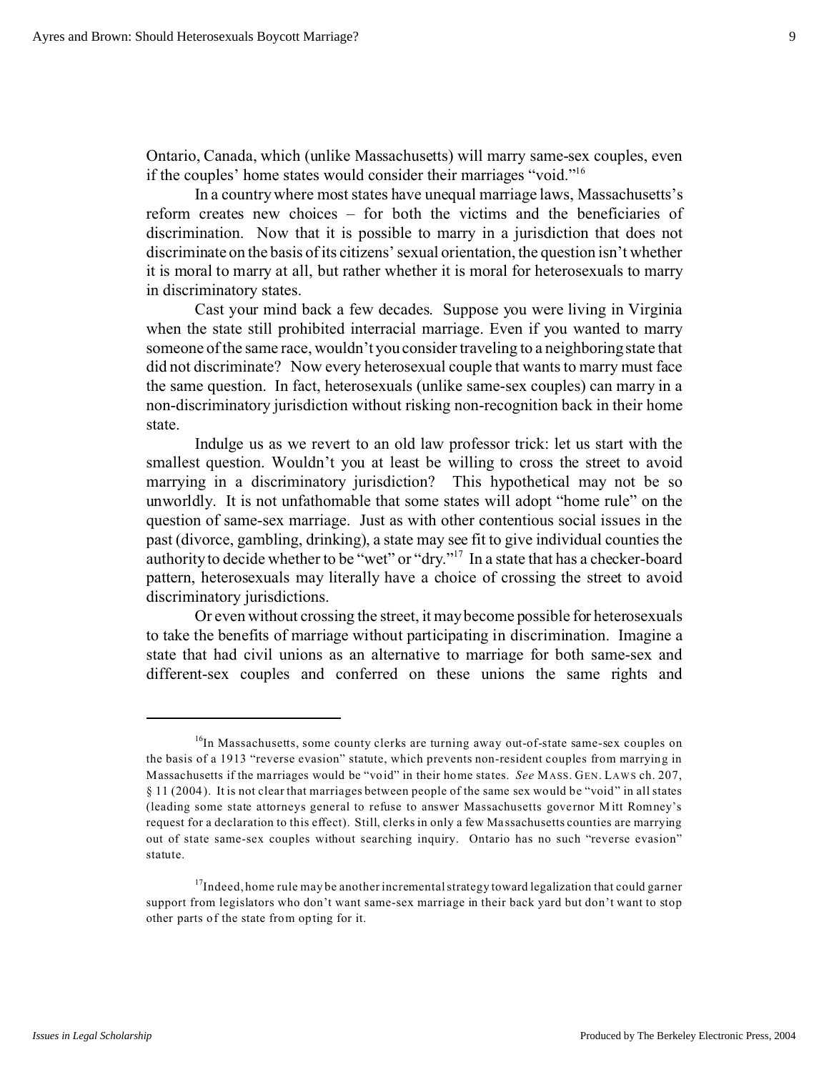Ontario, Canada, which (unlike Massachusetts) will marry same-sex couples, even if the couples' home states would consider their marriages "void."[16]

In a country where most states have unequal marriage laws, Massachusetts's reform creates new choices – for both the victims and the beneficiaries of discrimination. Now that it is possible to marry in a jurisdiction that does not discriminate on the basis of its citizens' sexual orientation, the question isn't whether it is moral to marry at all, but rather whether it is moral for heterosexuals to marry in discriminatory states.

Cast your mind back a few decades. Suppose you were living in Virginia when the state still prohibited interracial marriage. Even if you wanted to marry someone of the same race, wouldn't you consider traveling to a neighboring state that did not discriminate? Now every heterosexual couple that wants to marry must face the same question. In fact, heterosexuals (unlike same-sex couples) can marry in a non-discriminatory jurisdiction without risking non-recognition back in their home state.

Indulge us as we revert to an old law professor trick: let us start with the smallest question. Wouldn't you at least be willing to cross the street to avoid marrying in a discriminatory jurisdiction? This hypothetical may not be so unworldly. It is not unfathomable that some states will adopt "home rule" on the question of same-sex marriage. Just as with other contentious social issues in the past (divorce, gambling, drinking), a state may see fit to give individual counties the authority to decide whether to be "wet" or "dry."[17] In a state that has a checker-board pattern, heterosexuals may literally have a choice of crossing the street to avoid discriminatory jurisdictions.

Or even without crossing the street, it may become possible for heterosexuals to take the benefits of marriage without participating in discrimination. Imagine a state that had civil unions as an alternative to marriage for both same-sex and different-sex couples and conferred on these unions the same rights and

---

[16] In Massachusetts, some county clerks are turning away out-of-state same-sex couples on the basis of a 1913 "reverse evasion" statute, which prevents non-resident couples from marrying in Massachusetts if the marriages would be "void" in their home states. *See* MASS. GEN. LAWS ch. 207, § 11 (2004). It is not clear that marriages between people of the same sex would be "void" in all states (leading some state attorneys general to refuse to answer Massachusetts governor Mitt Romney's request for a declaration to this effect). Still, clerks in only a few Massachusetts counties are marrying out of state same-sex couples without searching inquiry. Ontario has no such "reverse evasion" statute.

[17] Indeed, home rule may be another incremental strategy toward legalization that could garner support from legislators who don't want same-sex marriage in their back yard but don't want to stop other parts of the state from opting for it.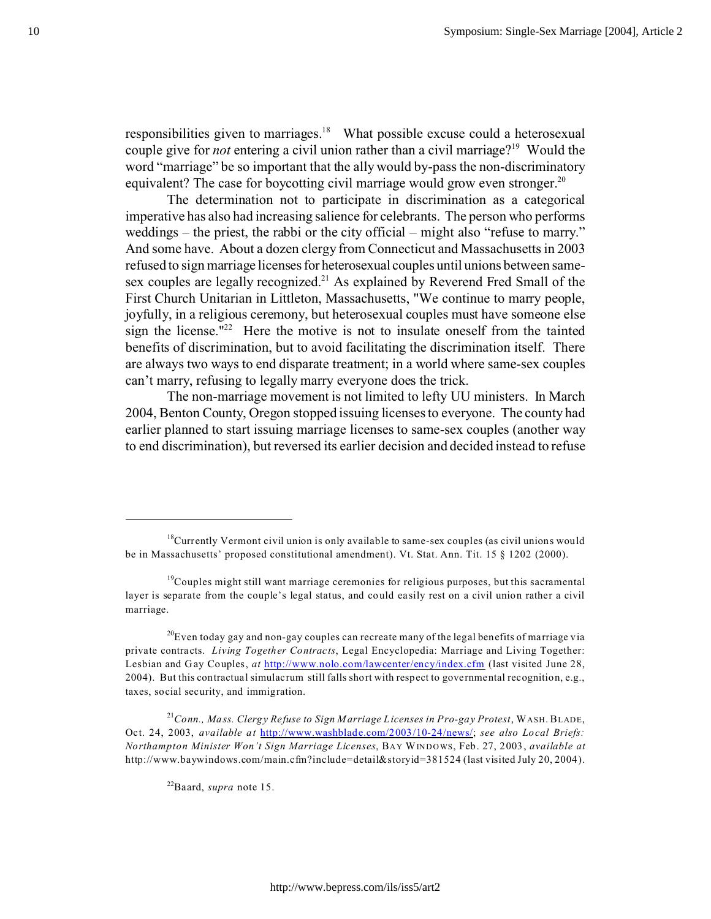responsibilities given to marriages.[18] What possible excuse could a heterosexual couple give for *not* entering a civil union rather than a civil marriage?[19] Would the word "marriage" be so important that the ally would by-pass the non-discriminatory equivalent? The case for boycotting civil marriage would grow even stronger.[20]

The determination not to participate in discrimination as a categorical imperative has also had increasing salience for celebrants. The person who performs weddings – the priest, the rabbi or the city official – might also "refuse to marry." And some have. About a dozen clergy from Connecticut and Massachusetts in 2003 refused to sign marriage licenses for heterosexual couples until unions between same-sex couples are legally recognized.[21] As explained by Reverend Fred Small of the First Church Unitarian in Littleton, Massachusetts, "We continue to marry people, joyfully, in a religious ceremony, but heterosexual couples must have someone else sign the license."[22] Here the motive is not to insulate oneself from the tainted benefits of discrimination, but to avoid facilitating the discrimination itself. There are always two ways to end disparate treatment; in a world where same-sex couples can't marry, refusing to legally marry everyone does the trick.

The non-marriage movement is not limited to lefty UU ministers. In March 2004, Benton County, Oregon stopped issuing licenses to everyone. The county had earlier planned to start issuing marriage licenses to same-sex couples (another way to end discrimination), but reversed its earlier decision and decided instead to refuse

---

[18] Currently Vermont civil union is only available to same-sex couples (as civil unions would be in Massachusetts' proposed constitutional amendment). Vt. Stat. Ann. Tit. 15 § 1202 (2000).

[19] Couples might still want marriage ceremonies for religious purposes, but this sacramental layer is separate from the couple's legal status, and could easily rest on a civil union rather a civil marriage.

[20] Even today gay and non-gay couples can recreate many of the legal benefits of marriage via private contracts. *Living Together Contracts*, Legal Encyclopedia: Marriage and Living Together: Lesbian and Gay Couples, *at* http://www.nolo.com/lawcenter/ency/index.cfm (last visited June 28, 2004). But this contractual simulacrum still falls short with respect to governmental recognition, e.g., taxes, social security, and immigration.

[21] *Conn., Mass. Clergy Refuse to Sign Marriage Licenses in Pro-gay Protest*, WASH. BLADE, Oct. 24, 2003, *available at* http://www.washblade.com/2003/10-24/news/; *see also Local Briefs: Northampton Minister Won't Sign Marriage Licenses*, BAY WINDOWS, Feb. 27, 2003, *available at* http://www.baywindows.com/main.cfm?include=detail&storyid=381524 (last visited July 20, 2004).

[22] Baard, *supra* note 15.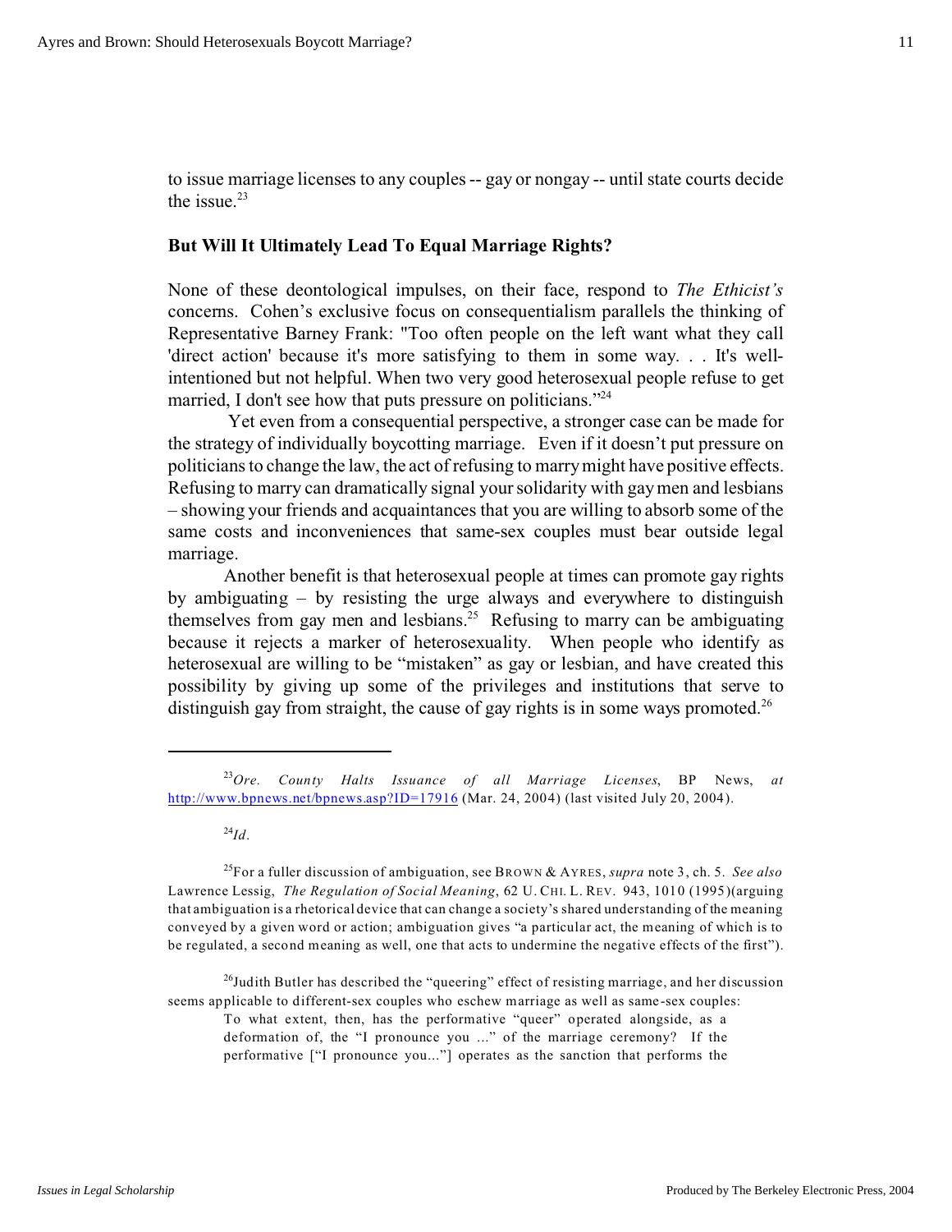to issue marriage licenses to any couples -- gay or nongay -- until state courts decide the issue.[23]

### But Will It Ultimately Lead To Equal Marriage Rights?

None of these deontological impulses, on their face, respond to *The Ethicist's* concerns. Cohen's exclusive focus on consequentialism parallels the thinking of Representative Barney Frank: "Too often people on the left want what they call 'direct action' because it's more satisfying to them in some way. . . It's well-intentioned but not helpful. When two very good heterosexual people refuse to get married, I don't see how that puts pressure on politicians."[24]

Yet even from a consequential perspective, a stronger case can be made for the strategy of individually boycotting marriage. Even if it doesn't put pressure on politicians to change the law, the act of refusing to marry might have positive effects. Refusing to marry can dramatically signal your solidarity with gay men and lesbians – showing your friends and acquaintances that you are willing to absorb some of the same costs and inconveniences that same-sex couples must bear outside legal marriage.

Another benefit is that heterosexual people at times can promote gay rights by ambiguating – by resisting the urge always and everywhere to distinguish themselves from gay men and lesbians.[25] Refusing to marry can be ambiguating because it rejects a marker of heterosexuality. When people who identify as heterosexual are willing to be "mistaken" as gay or lesbian, and have created this possibility by giving up some of the privileges and institutions that serve to distinguish gay from straight, the cause of gay rights is in some ways promoted.[26]

---

[23] *Ore. County Halts Issuance of all Marriage Licenses*, BP News, *at* http://www.bpnews.net/bpnews.asp?ID=17916 (Mar. 24, 2004) (last visited July 20, 2004).

[24] *Id.*

[25] For a fuller discussion of ambiguation, see BROWN & AYRES, *supra* note 3, ch. 5. *See also* Lawrence Lessig, *The Regulation of Social Meaning*, 62 U. CHI. L. REV. 943, 1010 (1995)(arguing that ambiguation is a rhetorical device that can change a society's shared understanding of the meaning conveyed by a given word or action; ambiguation gives "a particular act, the meaning of which is to be regulated, a second meaning as well, one that acts to undermine the negative effects of the first").

[26] Judith Butler has described the "queering" effect of resisting marriage, and her discussion seems applicable to different-sex couples who eschew marriage as well as same-sex couples:

> To what extent, then, has the performative "queer" operated alongside, as a deformation of, the "I pronounce you ..." of the marriage ceremony? If the performative ["I pronounce you..."] operates as the sanction that performs the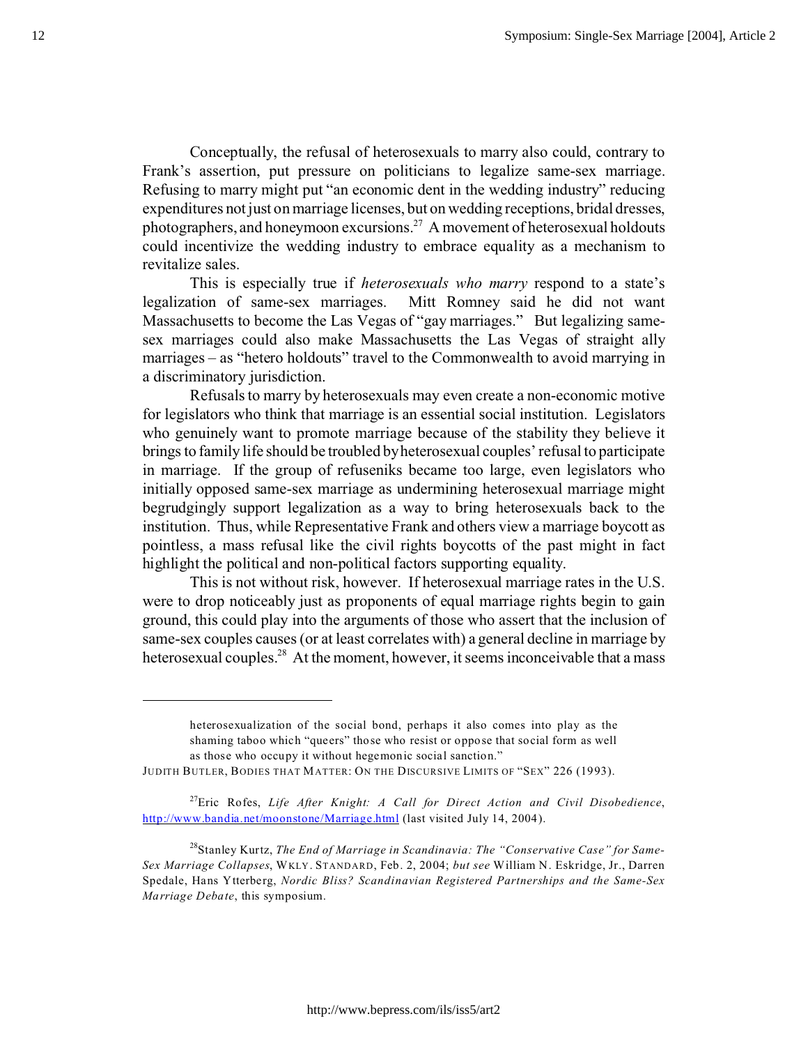Conceptually, the refusal of heterosexuals to marry also could, contrary to Frank's assertion, put pressure on politicians to legalize same-sex marriage. Refusing to marry might put "an economic dent in the wedding industry" reducing expenditures not just on marriage licenses, but on wedding receptions, bridal dresses, photographers, and honeymoon excursions.[27] A movement of heterosexual holdouts could incentivize the wedding industry to embrace equality as a mechanism to revitalize sales.

This is especially true if *heterosexuals who marry* respond to a state's legalization of same-sex marriages. Mitt Romney said he did not want Massachusetts to become the Las Vegas of "gay marriages." But legalizing same-sex marriages could also make Massachusetts the Las Vegas of straight ally marriages – as "hetero holdouts" travel to the Commonwealth to avoid marrying in a discriminatory jurisdiction.

Refusals to marry by heterosexuals may even create a non-economic motive for legislators who think that marriage is an essential social institution. Legislators who genuinely want to promote marriage because of the stability they believe it brings to family life should be troubled by heterosexual couples' refusal to participate in marriage. If the group of refuseniks became too large, even legislators who initially opposed same-sex marriage as undermining heterosexual marriage might begrudgingly support legalization as a way to bring heterosexuals back to the institution. Thus, while Representative Frank and others view a marriage boycott as pointless, a mass refusal like the civil rights boycotts of the past might in fact highlight the political and non-political factors supporting equality.

This is not without risk, however. If heterosexual marriage rates in the U.S. were to drop noticeably just as proponents of equal marriage rights begin to gain ground, this could play into the arguments of those who assert that the inclusion of same-sex couples causes (or at least correlates with) a general decline in marriage by heterosexual couples.[28] At the moment, however, it seems inconceivable that a mass

---

> heterosexualization of the social bond, perhaps it also comes into play as the shaming taboo which "queers" those who resist or oppose that social form as well as those who occupy it without hegemonic social sanction."

JUDITH BUTLER, BODIES THAT MATTER: ON THE DISCURSIVE LIMITS OF "SEX" 226 (1993).

[27] Eric Rofes, *Life After Knight: A Call for Direct Action and Civil Disobedience*, http://www.bandia.net/moonstone/Marriage.html (last visited July 14, 2004).

[28] Stanley Kurtz, *The End of Marriage in Scandinavia: The "Conservative Case" for Same-Sex Marriage Collapses*, WKLY. STANDARD, Feb. 2, 2004; *but see* William N. Eskridge, Jr., Darren Spedale, Hans Ytterberg, *Nordic Bliss? Scandinavian Registered Partnerships and the Same-Sex Marriage Debate*, this symposium.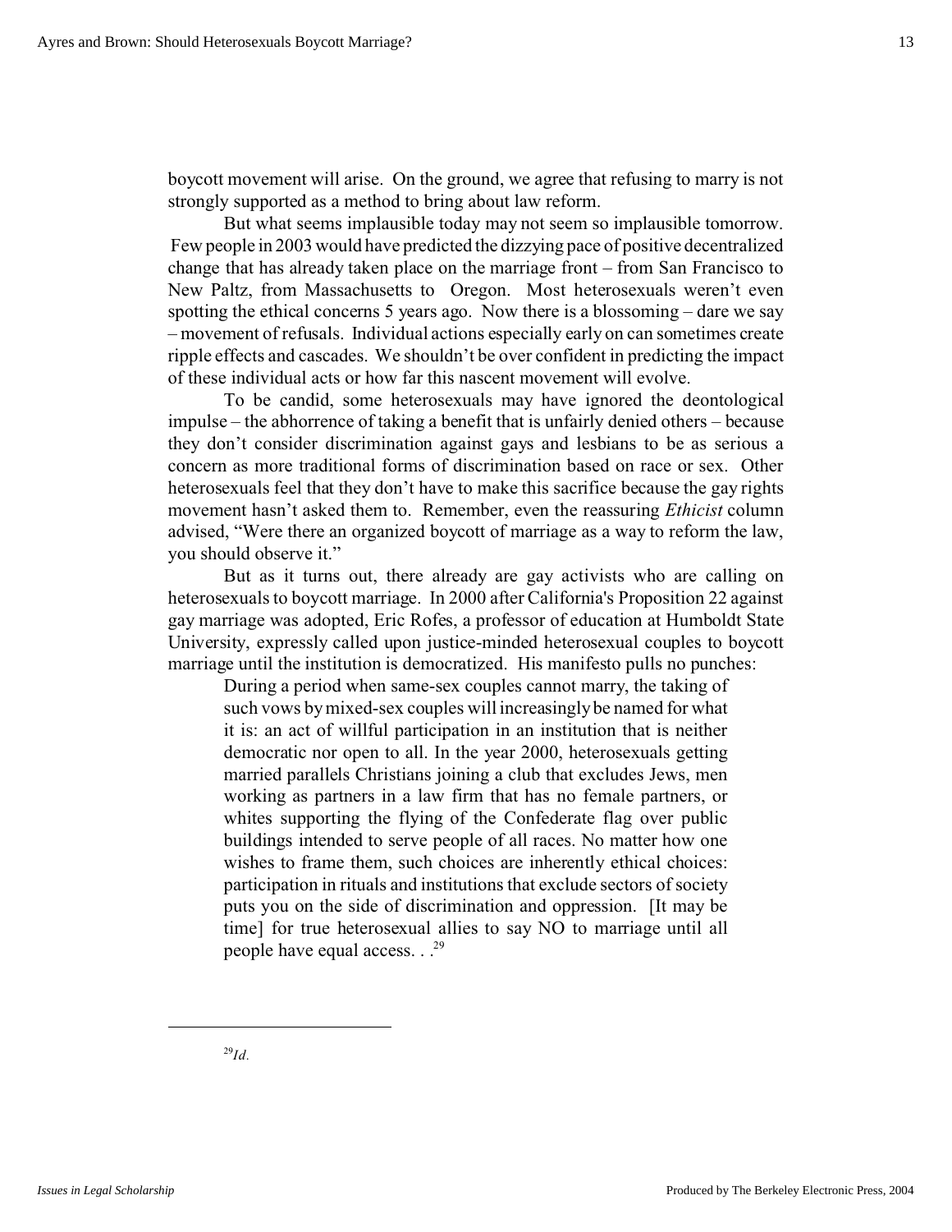boycott movement will arise. On the ground, we agree that refusing to marry is not strongly supported as a method to bring about law reform.

But what seems implausible today may not seem so implausible tomorrow. Few people in 2003 would have predicted the dizzying pace of positive decentralized change that has already taken place on the marriage front – from San Francisco to New Paltz, from Massachusetts to Oregon. Most heterosexuals weren't even spotting the ethical concerns 5 years ago. Now there is a blossoming – dare we say – movement of refusals. Individual actions especially early on can sometimes create ripple effects and cascades. We shouldn't be over confident in predicting the impact of these individual acts or how far this nascent movement will evolve.

To be candid, some heterosexuals may have ignored the deontological impulse – the abhorrence of taking a benefit that is unfairly denied others – because they don't consider discrimination against gays and lesbians to be as serious a concern as more traditional forms of discrimination based on race or sex. Other heterosexuals feel that they don't have to make this sacrifice because the gay rights movement hasn't asked them to. Remember, even the reassuring *Ethicist* column advised, "Were there an organized boycott of marriage as a way to reform the law, you should observe it."

But as it turns out, there already are gay activists who are calling on heterosexuals to boycott marriage. In 2000 after California's Proposition 22 against gay marriage was adopted, Eric Rofes, a professor of education at Humboldt State University, expressly called upon justice-minded heterosexual couples to boycott marriage until the institution is democratized. His manifesto pulls no punches:

> During a period when same-sex couples cannot marry, the taking of such vows by mixed-sex couples will increasingly be named for what it is: an act of willful participation in an institution that is neither democratic nor open to all. In the year 2000, heterosexuals getting married parallels Christians joining a club that excludes Jews, men working as partners in a law firm that has no female partners, or whites supporting the flying of the Confederate flag over public buildings intended to serve people of all races. No matter how one wishes to frame them, such choices are inherently ethical choices: participation in rituals and institutions that exclude sectors of society puts you on the side of discrimination and oppression. [It may be time] for true heterosexual allies to say NO to marriage until all people have equal access. . .[29]

---

[29] *Id.*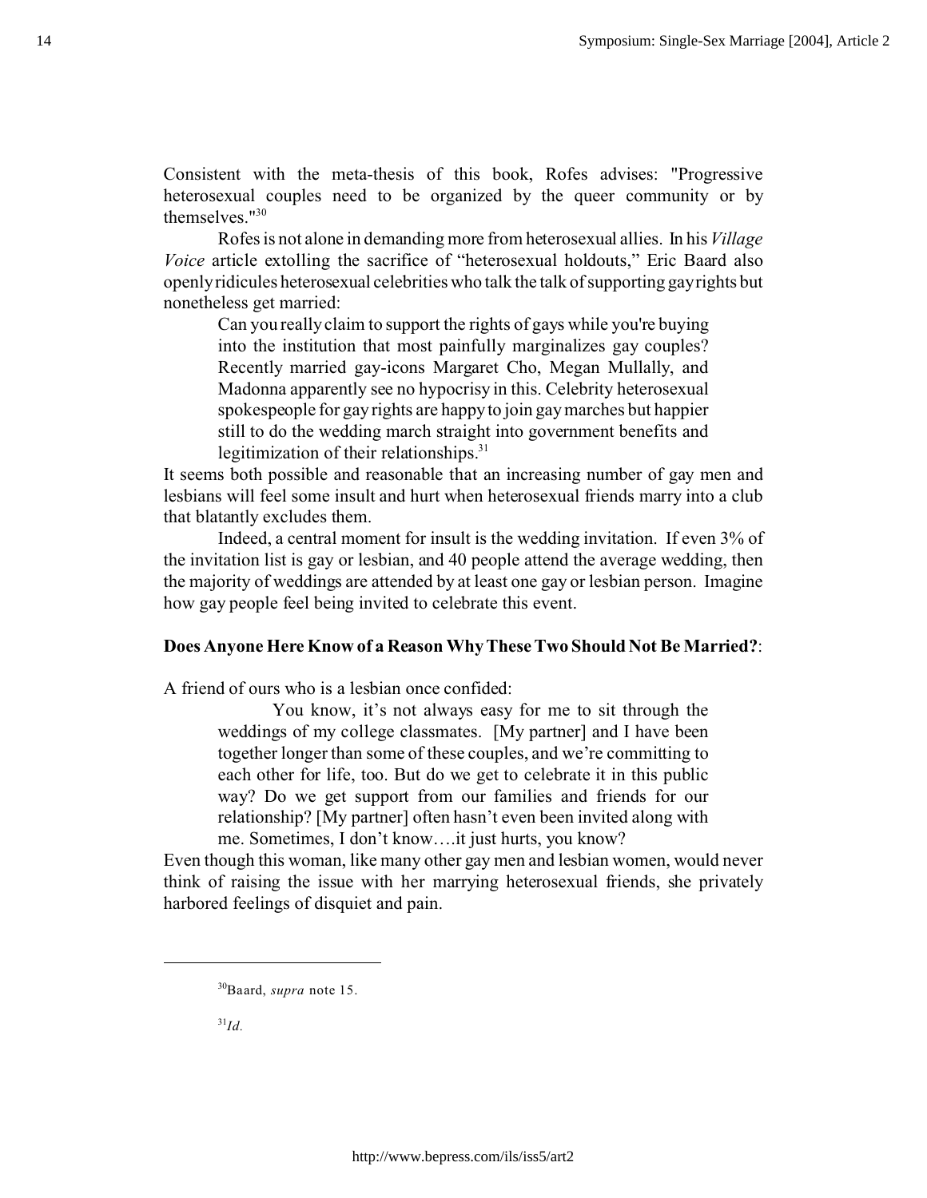Consistent with the meta-thesis of this book, Rofes advises: "Progressive heterosexual couples need to be organized by the queer community or by themselves."[30]

Rofes is not alone in demanding more from heterosexual allies. In his *Village Voice* article extolling the sacrifice of "heterosexual holdouts," Eric Baard also openly ridicules heterosexual celebrities who talk the talk of supporting gay rights but nonetheless get married:

> Can you really claim to support the rights of gays while you're buying into the institution that most painfully marginalizes gay couples? Recently married gay-icons Margaret Cho, Megan Mullally, and Madonna apparently see no hypocrisy in this. Celebrity heterosexual spokespeople for gay rights are happy to join gay marches but happier still to do the wedding march straight into government benefits and legitimization of their relationships.[31]

It seems both possible and reasonable that an increasing number of gay men and lesbians will feel some insult and hurt when heterosexual friends marry into a club that blatantly excludes them.

Indeed, a central moment for insult is the wedding invitation. If even 3% of the invitation list is gay or lesbian, and 40 people attend the average wedding, then the majority of weddings are attended by at least one gay or lesbian person. Imagine how gay people feel being invited to celebrate this event.

**Does Anyone Here Know of a Reason Why These Two Should Not Be Married?**:

A friend of ours who is a lesbian once confided:

> You know, it's not always easy for me to sit through the weddings of my college classmates. [My partner] and I have been together longer than some of these couples, and we're committing to each other for life, too. But do we get to celebrate it in this public way? Do we get support from our families and friends for our relationship? [My partner] often hasn't even been invited along with me. Sometimes, I don't know….it just hurts, you know?

Even though this woman, like many other gay men and lesbian women, would never think of raising the issue with her marrying heterosexual friends, she privately harbored feelings of disquiet and pain.

---

[30] Baard, *supra* note 15.

[31] *Id.*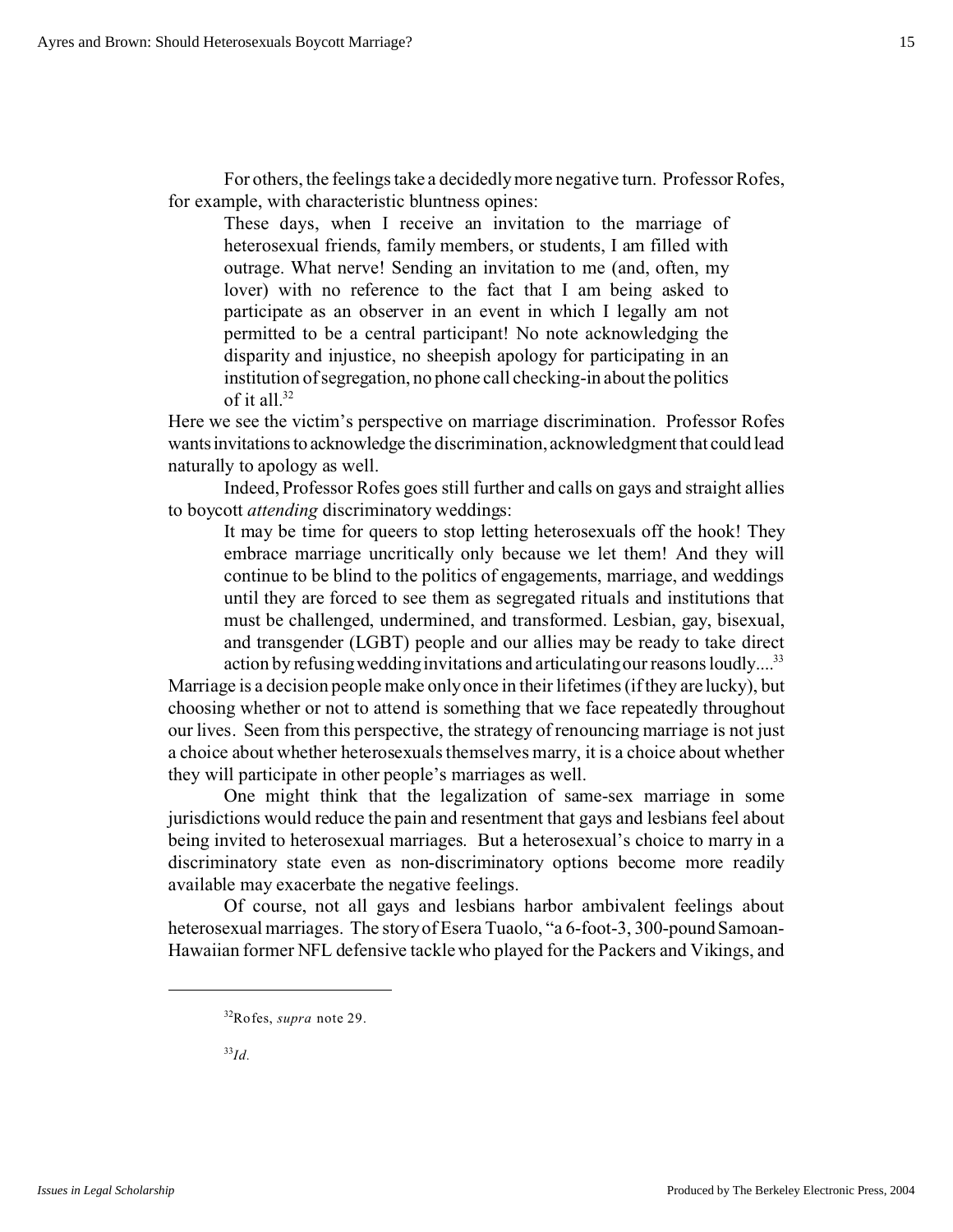For others, the feelings take a decidedly more negative turn. Professor Rofes, for example, with characteristic bluntness opines:

> These days, when I receive an invitation to the marriage of heterosexual friends, family members, or students, I am filled with outrage. What nerve! Sending an invitation to me (and, often, my lover) with no reference to the fact that I am being asked to participate as an observer in an event in which I legally am not permitted to be a central participant! No note acknowledging the disparity and injustice, no sheepish apology for participating in an institution of segregation, no phone call checking-in about the politics of it all.[32]

Here we see the victim's perspective on marriage discrimination. Professor Rofes wants invitations to acknowledge the discrimination, acknowledgment that could lead naturally to apology as well.

Indeed, Professor Rofes goes still further and calls on gays and straight allies to boycott *attending* discriminatory weddings:

> It may be time for queers to stop letting heterosexuals off the hook! They embrace marriage uncritically only because we let them! And they will continue to be blind to the politics of engagements, marriage, and weddings until they are forced to see them as segregated rituals and institutions that must be challenged, undermined, and transformed. Lesbian, gay, bisexual, and transgender (LGBT) people and our allies may be ready to take direct action by refusing wedding invitations and articulating our reasons loudly....[33]

Marriage is a decision people make only once in their lifetimes (if they are lucky), but choosing whether or not to attend is something that we face repeatedly throughout our lives. Seen from this perspective, the strategy of renouncing marriage is not just a choice about whether heterosexuals themselves marry, it is a choice about whether they will participate in other people's marriages as well.

One might think that the legalization of same-sex marriage in some jurisdictions would reduce the pain and resentment that gays and lesbians feel about being invited to heterosexual marriages. But a heterosexual's choice to marry in a discriminatory state even as non-discriminatory options become more readily available may exacerbate the negative feelings.

Of course, not all gays and lesbians harbor ambivalent feelings about heterosexual marriages. The story of Esera Tuaolo, "a 6-foot-3, 300-pound Samoan-Hawaiian former NFL defensive tackle who played for the Packers and Vikings, and

---

[32] Rofes, *supra* note 29.

[33] *Id.*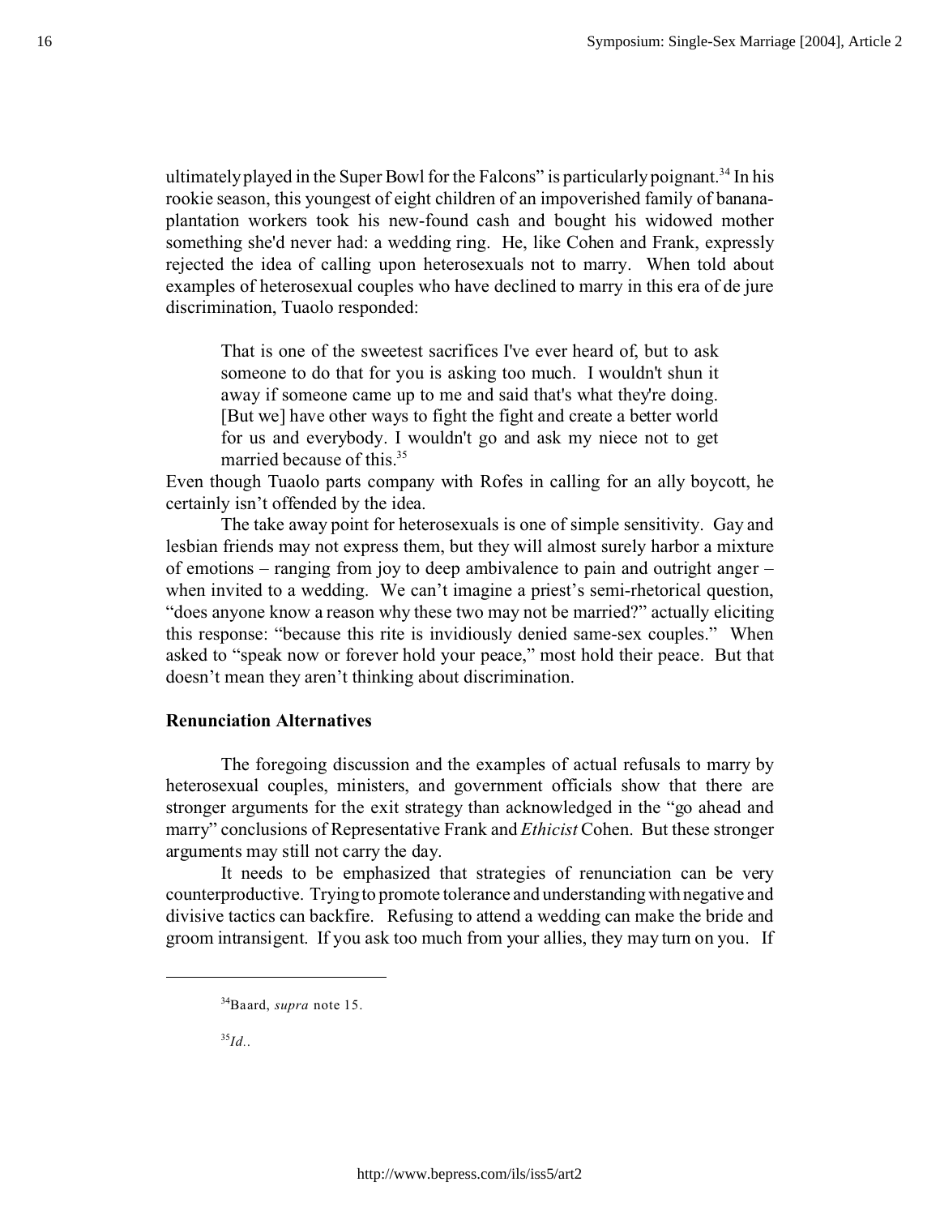ultimately played in the Super Bowl for the Falcons" is particularly poignant.[34] In his rookie season, this youngest of eight children of an impoverished family of banana-plantation workers took his new-found cash and bought his widowed mother something she'd never had: a wedding ring. He, like Cohen and Frank, expressly rejected the idea of calling upon heterosexuals not to marry. When told about examples of heterosexual couples who have declined to marry in this era of de jure discrimination, Tuaolo responded:

> That is one of the sweetest sacrifices I've ever heard of, but to ask someone to do that for you is asking too much. I wouldn't shun it away if someone came up to me and said that's what they're doing. [But we] have other ways to fight the fight and create a better world for us and everybody. I wouldn't go and ask my niece not to get married because of this.[35]

Even though Tuaolo parts company with Rofes in calling for an ally boycott, he certainly isn't offended by the idea.

The take away point for heterosexuals is one of simple sensitivity. Gay and lesbian friends may not express them, but they will almost surely harbor a mixture of emotions – ranging from joy to deep ambivalence to pain and outright anger – when invited to a wedding. We can't imagine a priest's semi-rhetorical question, "does anyone know a reason why these two may not be married?" actually eliciting this response: "because this rite is invidiously denied same-sex couples." When asked to "speak now or forever hold your peace," most hold their peace. But that doesn't mean they aren't thinking about discrimination.

**Renunciation Alternatives**

The foregoing discussion and the examples of actual refusals to marry by heterosexual couples, ministers, and government officials show that there are stronger arguments for the exit strategy than acknowledged in the "go ahead and marry" conclusions of Representative Frank and *Ethicist* Cohen. But these stronger arguments may still not carry the day.

It needs to be emphasized that strategies of renunciation can be very counterproductive. Trying to promote tolerance and understanding with negative and divisive tactics can backfire. Refusing to attend a wedding can make the bride and groom intransigent. If you ask too much from your allies, they may turn on you. If

---

[34] Baard, *supra* note 15.

[35] *Id.*.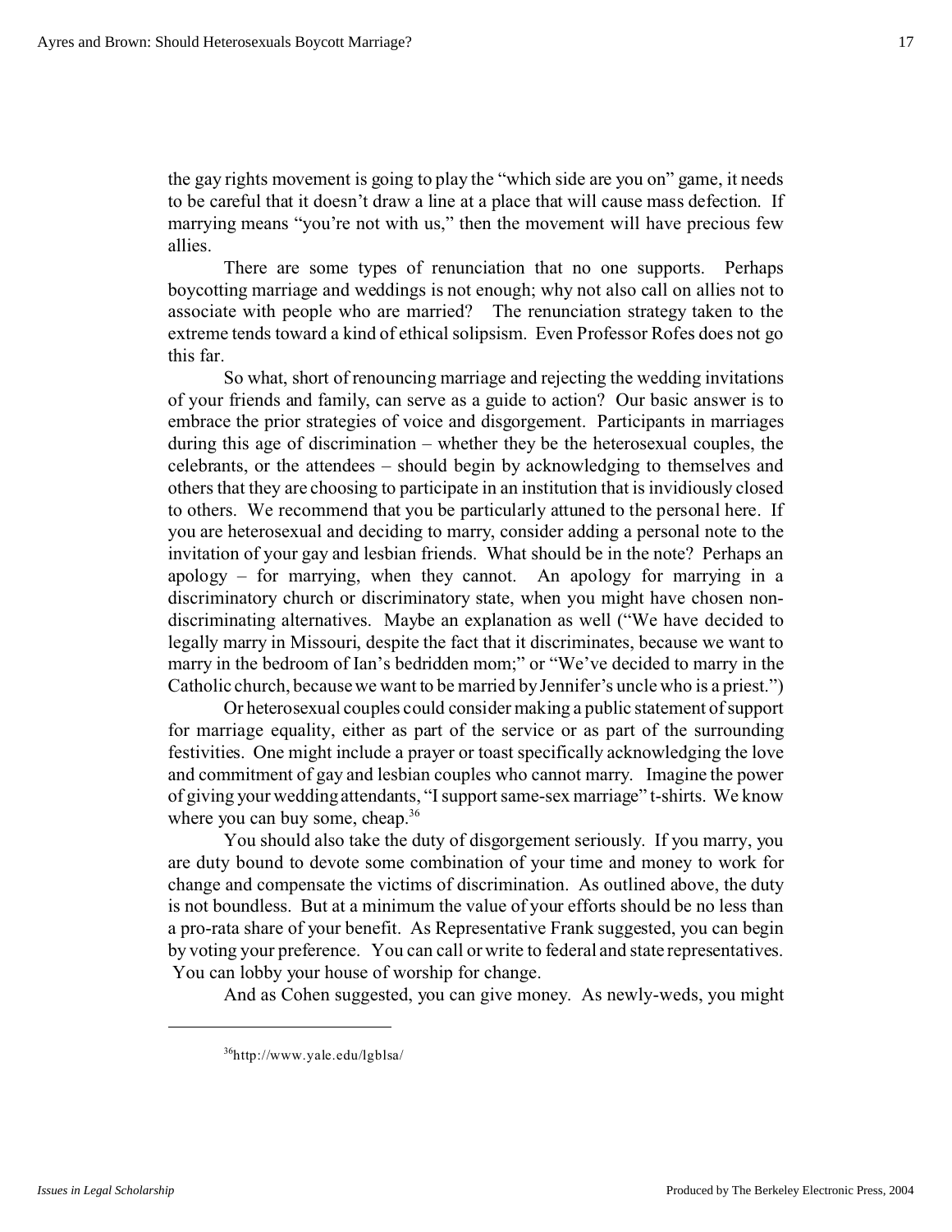the gay rights movement is going to play the "which side are you on" game, it needs to be careful that it doesn't draw a line at a place that will cause mass defection. If marrying means "you're not with us," then the movement will have precious few allies.

There are some types of renunciation that no one supports. Perhaps boycotting marriage and weddings is not enough; why not also call on allies not to associate with people who are married? The renunciation strategy taken to the extreme tends toward a kind of ethical solipsism. Even Professor Rofes does not go this far.

So what, short of renouncing marriage and rejecting the wedding invitations of your friends and family, can serve as a guide to action? Our basic answer is to embrace the prior strategies of voice and disgorgement. Participants in marriages during this age of discrimination – whether they be the heterosexual couples, the celebrants, or the attendees – should begin by acknowledging to themselves and others that they are choosing to participate in an institution that is invidiously closed to others. We recommend that you be particularly attuned to the personal here. If you are heterosexual and deciding to marry, consider adding a personal note to the invitation of your gay and lesbian friends. What should be in the note? Perhaps an apology – for marrying, when they cannot. An apology for marrying in a discriminatory church or discriminatory state, when you might have chosen non-discriminating alternatives. Maybe an explanation as well ("We have decided to legally marry in Missouri, despite the fact that it discriminates, because we want to marry in the bedroom of Ian's bedridden mom;" or "We've decided to marry in the Catholic church, because we want to be married by Jennifer's uncle who is a priest.")

Or heterosexual couples could consider making a public statement of support for marriage equality, either as part of the service or as part of the surrounding festivities. One might include a prayer or toast specifically acknowledging the love and commitment of gay and lesbian couples who cannot marry. Imagine the power of giving your wedding attendants, "I support same-sex marriage" t-shirts. We know where you can buy some, cheap.[36]

You should also take the duty of disgorgement seriously. If you marry, you are duty bound to devote some combination of your time and money to work for change and compensate the victims of discrimination. As outlined above, the duty is not boundless. But at a minimum the value of your efforts should be no less than a pro-rata share of your benefit. As Representative Frank suggested, you can begin by voting your preference. You can call or write to federal and state representatives. You can lobby your house of worship for change.

And as Cohen suggested, you can give money. As newly-weds, you might

---

[36]http://www.yale.edu/lgblsa/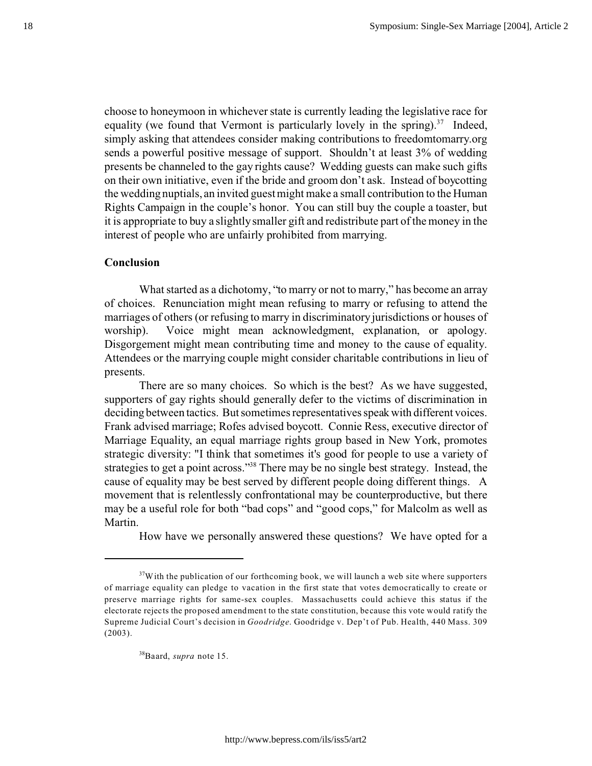choose to honeymoon in whichever state is currently leading the legislative race for equality (we found that Vermont is particularly lovely in the spring).[37] Indeed, simply asking that attendees consider making contributions to freedomtomarry.org sends a powerful positive message of support. Shouldn't at least 3% of wedding presents be channeled to the gay rights cause? Wedding guests can make such gifts on their own initiative, even if the bride and groom don't ask. Instead of boycotting the wedding nuptials, an invited guest might make a small contribution to the Human Rights Campaign in the couple's honor. You can still buy the couple a toaster, but it is appropriate to buy a slightly smaller gift and redistribute part of the money in the interest of people who are unfairly prohibited from marrying.

**Conclusion**

What started as a dichotomy, "to marry or not to marry," has become an array of choices. Renunciation might mean refusing to marry or refusing to attend the marriages of others (or refusing to marry in discriminatory jurisdictions or houses of worship). Voice might mean acknowledgment, explanation, or apology. Disgorgement might mean contributing time and money to the cause of equality. Attendees or the marrying couple might consider charitable contributions in lieu of presents.

There are so many choices. So which is the best? As we have suggested, supporters of gay rights should generally defer to the victims of discrimination in deciding between tactics. But sometimes representatives speak with different voices. Frank advised marriage; Rofes advised boycott. Connie Ress, executive director of Marriage Equality, an equal marriage rights group based in New York, promotes strategic diversity: "I think that sometimes it's good for people to use a variety of strategies to get a point across."[38] There may be no single best strategy. Instead, the cause of equality may be best served by different people doing different things. A movement that is relentlessly confrontational may be counterproductive, but there may be a useful role for both "bad cops" and "good cops," for Malcolm as well as Martin.

How have we personally answered these questions? We have opted for a

---

[37]With the publication of our forthcoming book, we will launch a web site where supporters of marriage equality can pledge to vacation in the first state that votes democratically to create or preserve marriage rights for same-sex couples. Massachusetts could achieve this status if the electorate rejects the proposed amendment to the state constitution, because this vote would ratify the Supreme Judicial Court's decision in *Goodridge*. Goodridge v. Dep't of Pub. Health, 440 Mass. 309 (2003).

[38]Baard, *supra* note 15.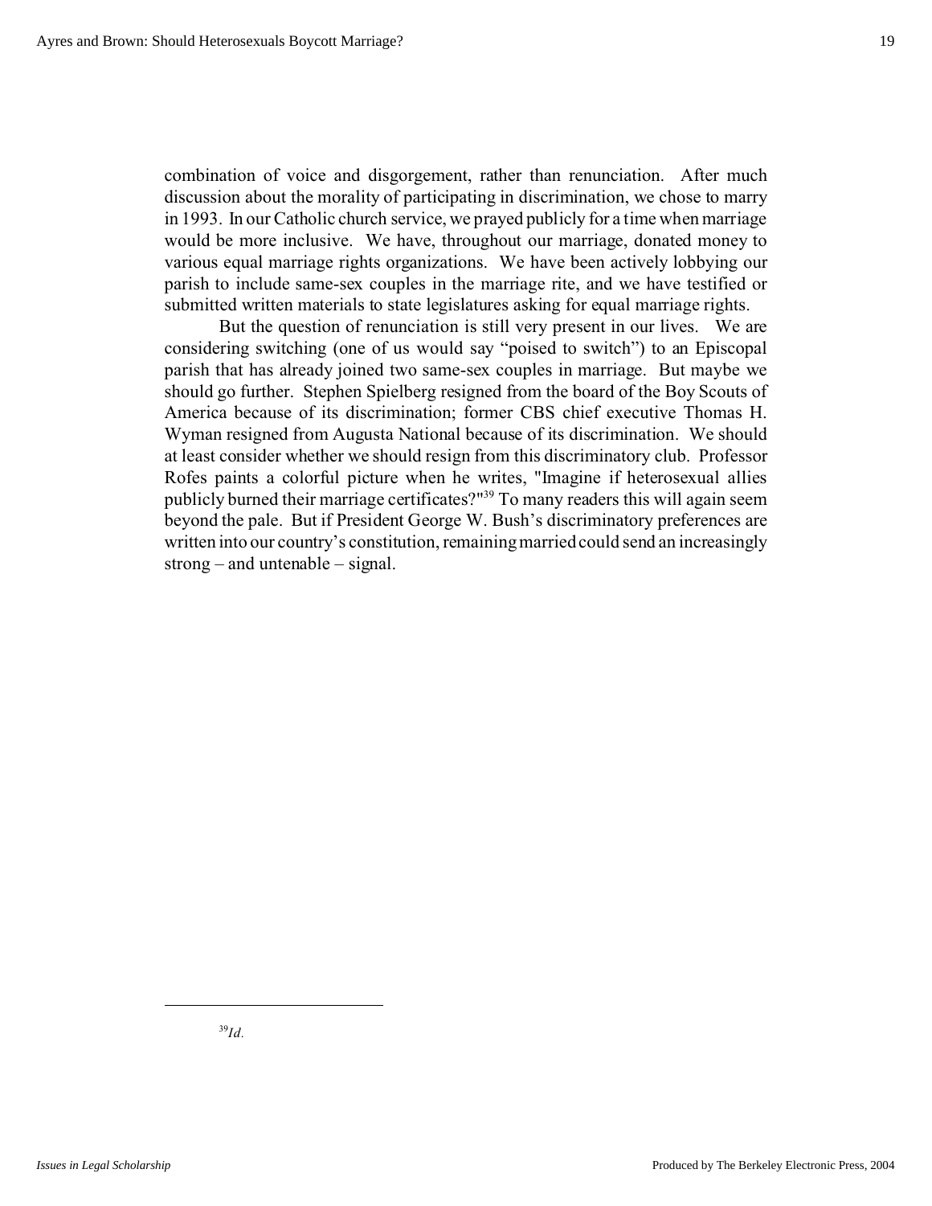combination of voice and disgorgement, rather than renunciation. After much discussion about the morality of participating in discrimination, we chose to marry in 1993. In our Catholic church service, we prayed publicly for a time when marriage would be more inclusive. We have, throughout our marriage, donated money to various equal marriage rights organizations. We have been actively lobbying our parish to include same-sex couples in the marriage rite, and we have testified or submitted written materials to state legislatures asking for equal marriage rights.

But the question of renunciation is still very present in our lives. We are considering switching (one of us would say "poised to switch") to an Episcopal parish that has already joined two same-sex couples in marriage. But maybe we should go further. Stephen Spielberg resigned from the board of the Boy Scouts of America because of its discrimination; former CBS chief executive Thomas H. Wyman resigned from Augusta National because of its discrimination. We should at least consider whether we should resign from this discriminatory club. Professor Rofes paints a colorful picture when he writes, "Imagine if heterosexual allies publicly burned their marriage certificates?"[39] To many readers this will again seem beyond the pale. But if President George W. Bush's discriminatory preferences are written into our country's constitution, remaining married could send an increasingly strong – and untenable – signal.

---

[39] *Id.*